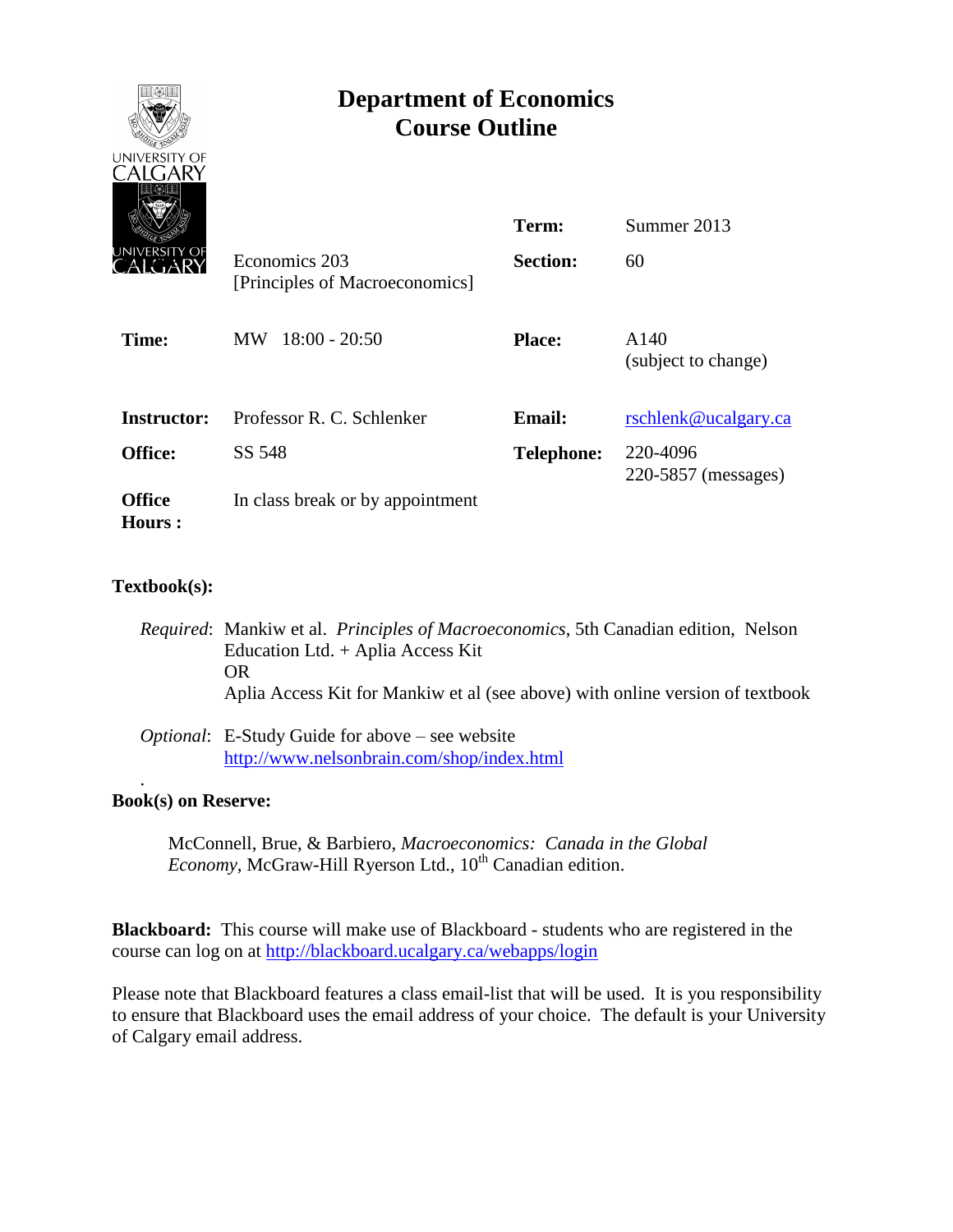# Department of Economics
# Course Outline

| | | | |
|---|---|---|---|
| | Economics 203 [Principles of Macroeconomics] | **Term:** | Summer 2013 |
| | | **Section:** | 60 |
| **Time:** | MW 18:00 - 20:50 | **Place:** | A140 (subject to change) |
| **Instructor:** | Professor R. C. Schlenker | **Email:** | rschlenk@ucalgary.ca |
| **Office:** | SS 548 | **Telephone:** | 220-4096<br>220-5857 (messages) |
| **Office Hours :** | In class break or by appointment | | |

**Textbook(s):**

*Required*: Mankiw et al. *Principles of Macroeconomics*, 5th Canadian edition, Nelson Education Ltd. + Aplia Access Kit
OR
Aplia Access Kit for Mankiw et al (see above) with online version of textbook

*Optional*: E-Study Guide for above – see website http://www.nelsonbrain.com/shop/index.html

**Book(s) on Reserve:**

McConnell, Brue, & Barbiero, *Macroeconomics: Canada in the Global Economy*, McGraw-Hill Ryerson Ltd., 10th Canadian edition.

**Blackboard:** This course will make use of Blackboard - students who are registered in the course can log on at http://blackboard.ucalgary.ca/webapps/login

Please note that Blackboard features a class email-list that will be used. It is you responsibility to ensure that Blackboard uses the email address of your choice. The default is your University of Calgary email address.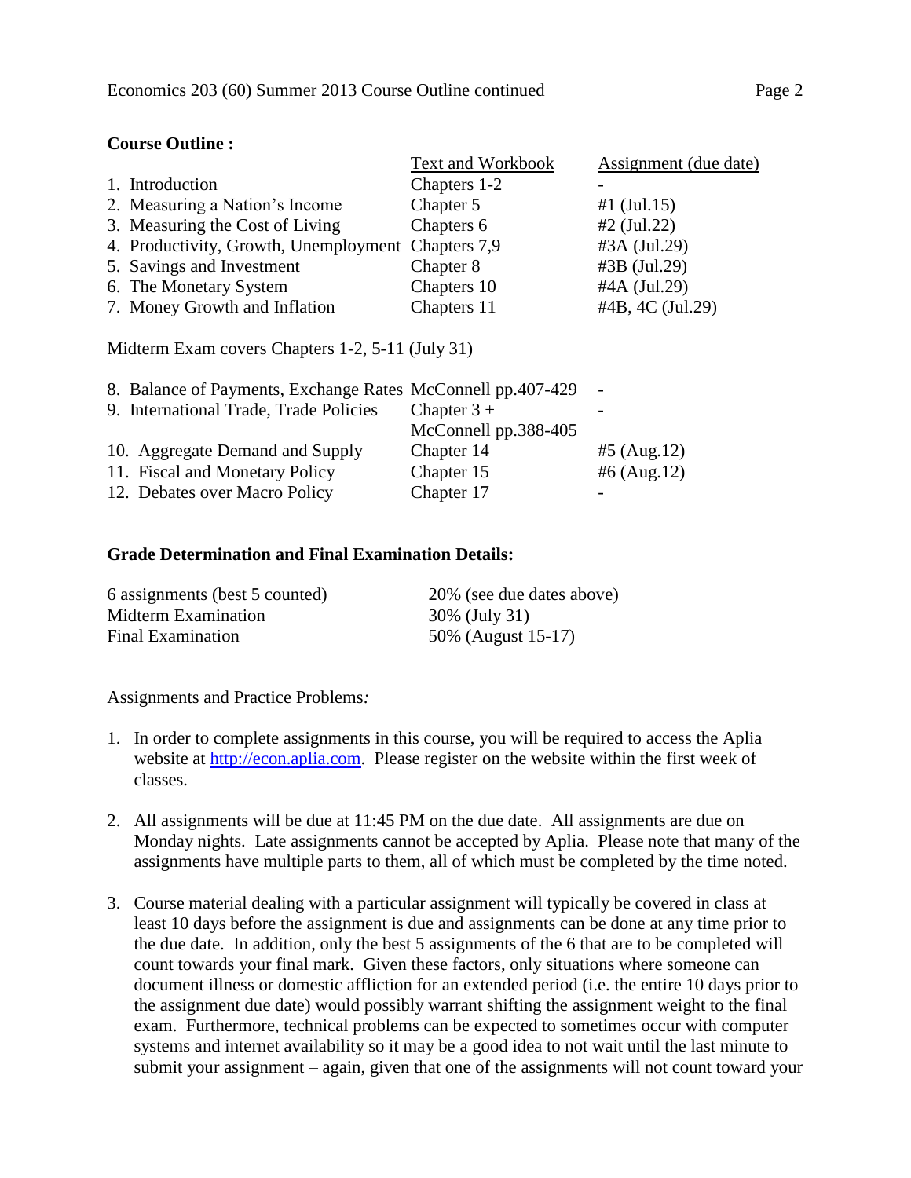**Course Outline :**

| | Text and Workbook | Assignment (due date) |
|---|---|---|
| 1. Introduction | Chapters 1-2 | - |
| 2. Measuring a Nation's Income | Chapter 5 | #1 (Jul.15) |
| 3. Measuring the Cost of Living | Chapters 6 | #2 (Jul.22) |
| 4. Productivity, Growth, Unemployment | Chapters 7,9 | #3A (Jul.29) |
| 5. Savings and Investment | Chapter 8 | #3B (Jul.29) |
| 6. The Monetary System | Chapters 10 | #4A (Jul.29) |
| 7. Money Growth and Inflation | Chapters 11 | #4B, 4C (Jul.29) |

Midterm Exam covers Chapters 1-2, 5-11 (July 31)

| | | |
|---|---|---|
| 8. Balance of Payments, Exchange Rates | McConnell pp.407-429 | - |
| 9. International Trade, Trade Policies | Chapter 3 + McConnell pp.388-405 | - |
| 10. Aggregate Demand and Supply | Chapter 14 | #5 (Aug.12) |
| 11. Fiscal and Monetary Policy | Chapter 15 | #6 (Aug.12) |
| 12. Debates over Macro Policy | Chapter 17 | - |

**Grade Determination and Final Examination Details:**

| | |
|---|---|
| 6 assignments (best 5 counted) | 20% (see due dates above) |
| Midterm Examination | 30% (July 31) |
| Final Examination | 50% (August 15-17) |

Assignments and Practice Problems*:*

1. In order to complete assignments in this course, you will be required to access the Aplia website at http://econ.aplia.com. Please register on the website within the first week of classes.

2. All assignments will be due at 11:45 PM on the due date. All assignments are due on Monday nights. Late assignments cannot be accepted by Aplia. Please note that many of the assignments have multiple parts to them, all of which must be completed by the time noted.

3. Course material dealing with a particular assignment will typically be covered in class at least 10 days before the assignment is due and assignments can be done at any time prior to the due date. In addition, only the best 5 assignments of the 6 that are to be completed will count towards your final mark. Given these factors, only situations where someone can document illness or domestic affliction for an extended period (i.e. the entire 10 days prior to the assignment due date) would possibly warrant shifting the assignment weight to the final exam. Furthermore, technical problems can be expected to sometimes occur with computer systems and internet availability so it may be a good idea to not wait until the last minute to submit your assignment – again, given that one of the assignments will not count toward your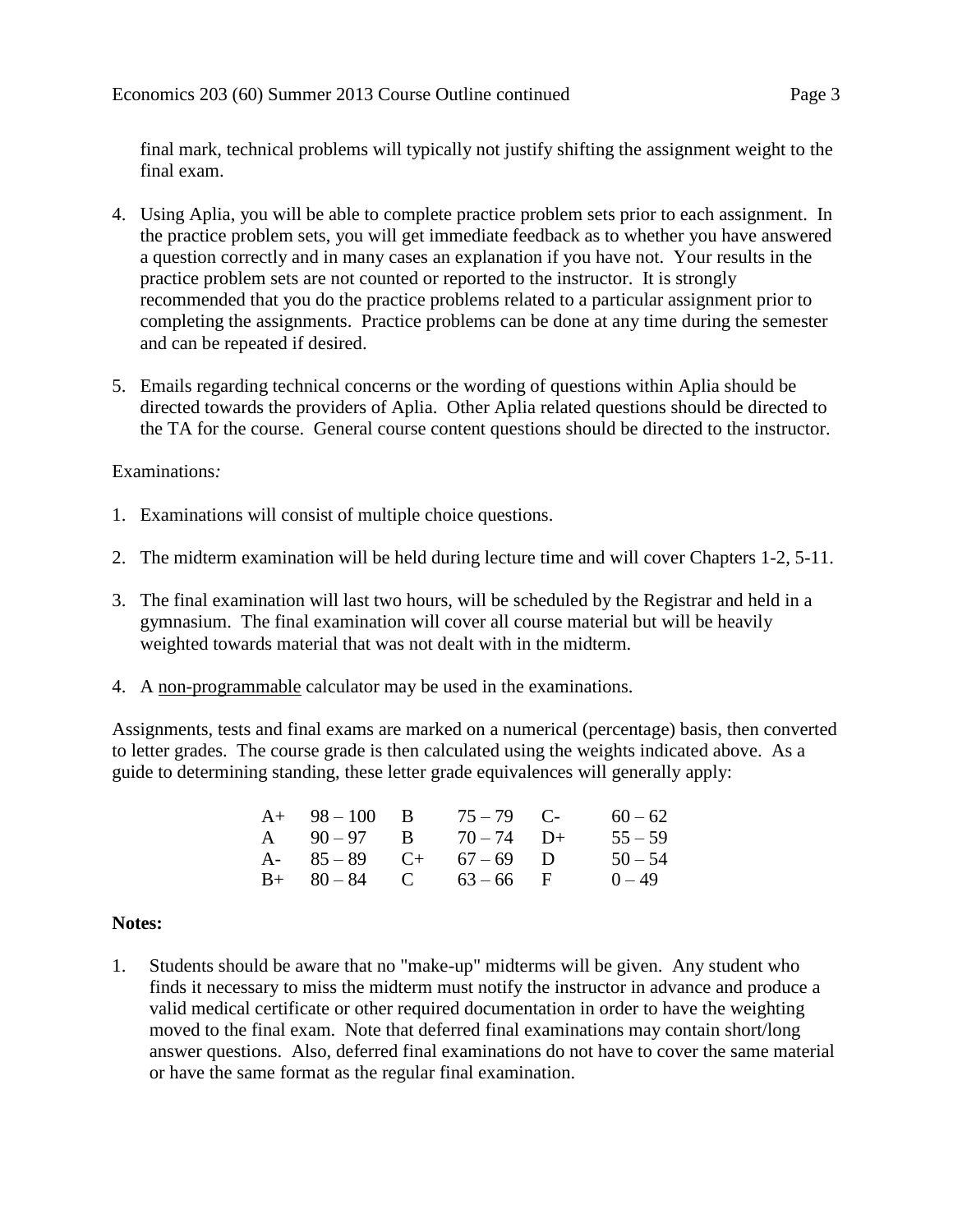final mark, technical problems will typically not justify shifting the assignment weight to the final exam.

4. Using Aplia, you will be able to complete practice problem sets prior to each assignment. In the practice problem sets, you will get immediate feedback as to whether you have answered a question correctly and in many cases an explanation if you have not. Your results in the practice problem sets are not counted or reported to the instructor. It is strongly recommended that you do the practice problems related to a particular assignment prior to completing the assignments. Practice problems can be done at any time during the semester and can be repeated if desired.

5. Emails regarding technical concerns or the wording of questions within Aplia should be directed towards the providers of Aplia. Other Aplia related questions should be directed to the TA for the course. General course content questions should be directed to the instructor.

Examinations*:*

1. Examinations will consist of multiple choice questions.

2. The midterm examination will be held during lecture time and will cover Chapters 1-2, 5-11.

3. The final examination will last two hours, will be scheduled by the Registrar and held in a gymnasium. The final examination will cover all course material but will be heavily weighted towards material that was not dealt with in the midterm.

4. A <u>non-programmable</u> calculator may be used in the examinations.

Assignments, tests and final exams are marked on a numerical (percentage) basis, then converted to letter grades. The course grade is then calculated using the weights indicated above. As a guide to determining standing, these letter grade equivalences will generally apply:

| | | | | | |
|---|---|---|---|---|---|
| A+ | 98 – 100 | B | 75 – 79 | C- | 60 – 62 |
| A | 90 – 97 | B | 70 – 74 | D+ | 55 – 59 |
| A- | 85 – 89 | C+ | 67 – 69 | D | 50 – 54 |
| B+ | 80 – 84 | C | 63 – 66 | F | 0 – 49 |

**Notes:**

1. Students should be aware that no "make-up" midterms will be given. Any student who finds it necessary to miss the midterm must notify the instructor in advance and produce a valid medical certificate or other required documentation in order to have the weighting moved to the final exam. Note that deferred final examinations may contain short/long answer questions. Also, deferred final examinations do not have to cover the same material or have the same format as the regular final examination.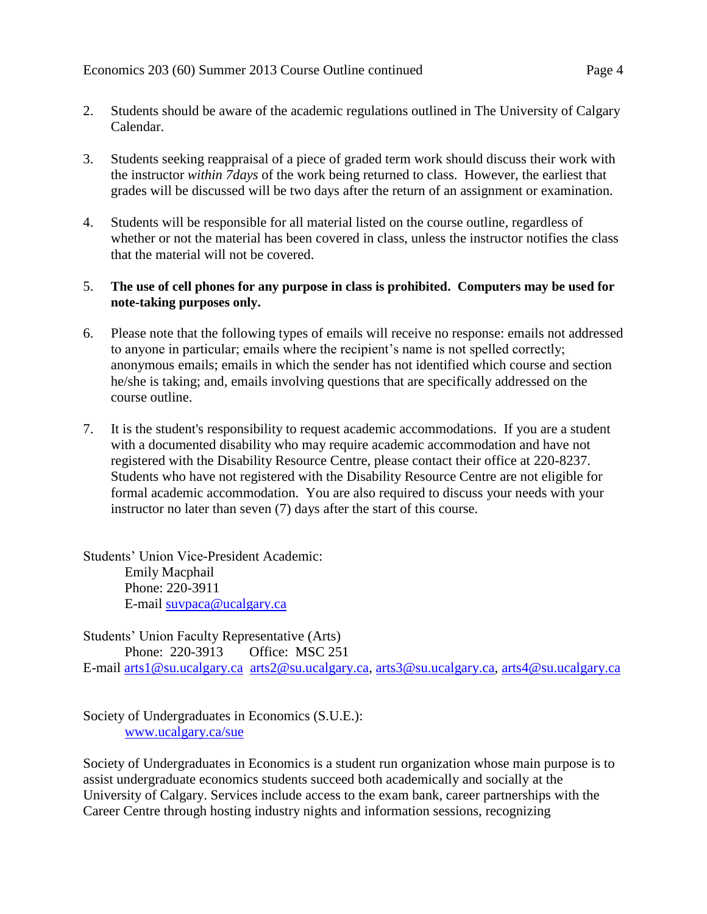2. Students should be aware of the academic regulations outlined in The University of Calgary Calendar.

3. Students seeking reappraisal of a piece of graded term work should discuss their work with the instructor *within 7days* of the work being returned to class. However, the earliest that grades will be discussed will be two days after the return of an assignment or examination.

4. Students will be responsible for all material listed on the course outline, regardless of whether or not the material has been covered in class, unless the instructor notifies the class that the material will not be covered.

5. **The use of cell phones for any purpose in class is prohibited. Computers may be used for note-taking purposes only.**

6. Please note that the following types of emails will receive no response: emails not addressed to anyone in particular; emails where the recipient's name is not spelled correctly; anonymous emails; emails in which the sender has not identified which course and section he/she is taking; and, emails involving questions that are specifically addressed on the course outline.

7. It is the student's responsibility to request academic accommodations. If you are a student with a documented disability who may require academic accommodation and have not registered with the Disability Resource Centre, please contact their office at 220-8237. Students who have not registered with the Disability Resource Centre are not eligible for formal academic accommodation. You are also required to discuss your needs with your instructor no later than seven (7) days after the start of this course.

Students' Union Vice-President Academic:
Emily Macphail
Phone: 220-3911
E-mail suvpaca@ucalgary.ca

Students' Union Faculty Representative (Arts)
Phone: 220-3913 Office: MSC 251
E-mail arts1@su.ucalgary.ca arts2@su.ucalgary.ca, arts3@su.ucalgary.ca, arts4@su.ucalgary.ca

Society of Undergraduates in Economics (S.U.E.):
www.ucalgary.ca/sue

Society of Undergraduates in Economics is a student run organization whose main purpose is to assist undergraduate economics students succeed both academically and socially at the University of Calgary. Services include access to the exam bank, career partnerships with the Career Centre through hosting industry nights and information sessions, recognizing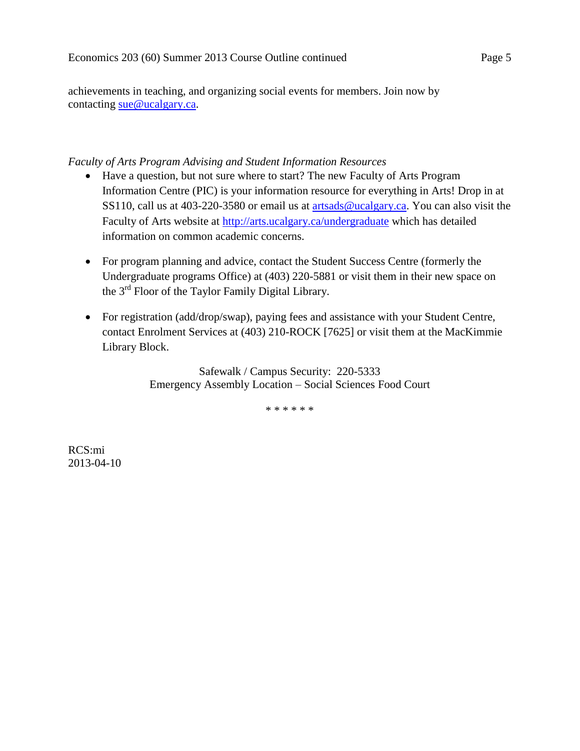achievements in teaching, and organizing social events for members. Join now by contacting sue@ucalgary.ca.

*Faculty of Arts Program Advising and Student Information Resources*

- Have a question, but not sure where to start? The new Faculty of Arts Program Information Centre (PIC) is your information resource for everything in Arts! Drop in at SS110, call us at 403-220-3580 or email us at artsads@ucalgary.ca. You can also visit the Faculty of Arts website at http://arts.ucalgary.ca/undergraduate which has detailed information on common academic concerns.

- For program planning and advice, contact the Student Success Centre (formerly the Undergraduate programs Office) at (403) 220-5881 or visit them in their new space on the 3rd Floor of the Taylor Family Digital Library.

- For registration (add/drop/swap), paying fees and assistance with your Student Centre, contact Enrolment Services at (403) 210-ROCK [7625] or visit them at the MacKimmie Library Block.

Safewalk / Campus Security: 220-5333
Emergency Assembly Location – Social Sciences Food Court

* * * * * *

RCS:mi
2013-04-10